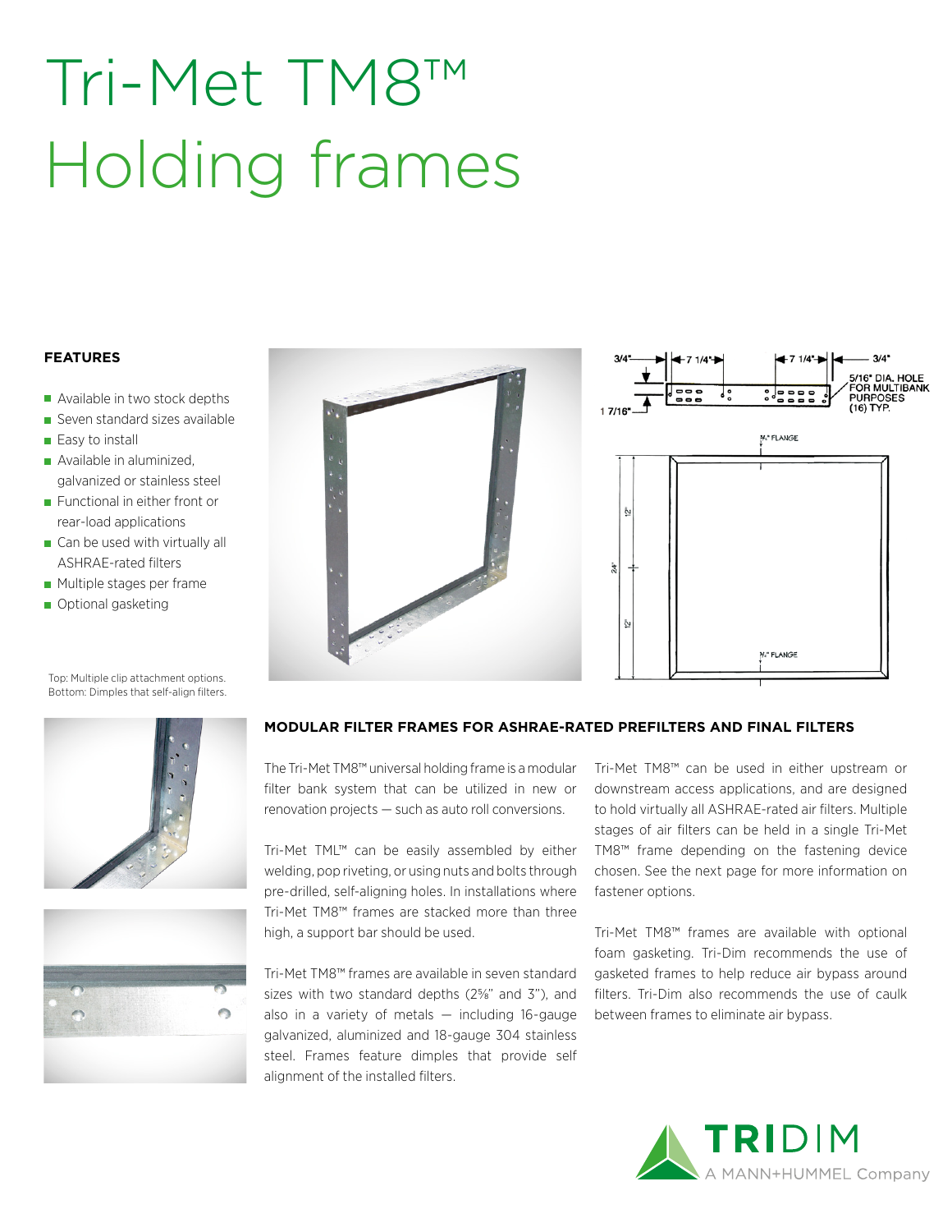# Tri-Met TM8™ Holding frames

## FEATURES

- Available in two stock depths
- Seven standard sizes available
- Easy to install
- Available in aluminized, galvanized or stainless steel
- Functional in either front or rear-load applications
- Can be used with virtually all ASHRAE-rated filters
- Multiple stages per frame
- Optional gasketing

Top: Multiple clip attachment options.
Bottom: Dimples that self-align filters.

## MODULAR FILTER FRAMES FOR ASHRAE-RATED PREFILTERS AND FINAL FILTERS

The Tri-Met TM8™ universal holding frame is a modular filter bank system that can be utilized in new or renovation projects — such as auto roll conversions.

Tri-Met TML™ can be easily assembled by either welding, pop riveting, or using nuts and bolts through pre-drilled, self-aligning holes. In installations where Tri-Met TM8™ frames are stacked more than three high, a support bar should be used.

Tri-Met TM8™ frames are available in seven standard sizes with two standard depths (2⅝" and 3"), and also in a variety of metals — including 16-gauge galvanized, aluminized and 18-gauge 304 stainless steel. Frames feature dimples that provide self alignment of the installed filters.

Tri-Met TM8™ can be used in either upstream or downstream access applications, and are designed to hold virtually all ASHRAE-rated air filters. Multiple stages of air filters can be held in a single Tri-Met TM8™ frame depending on the fastening device chosen. See the next page for more information on fastener options.

Tri-Met TM8™ frames are available with optional foam gasketing. Tri-Dim recommends the use of gasketed frames to help reduce air bypass around filters. Tri-Dim also recommends the use of caulk between frames to eliminate air bypass.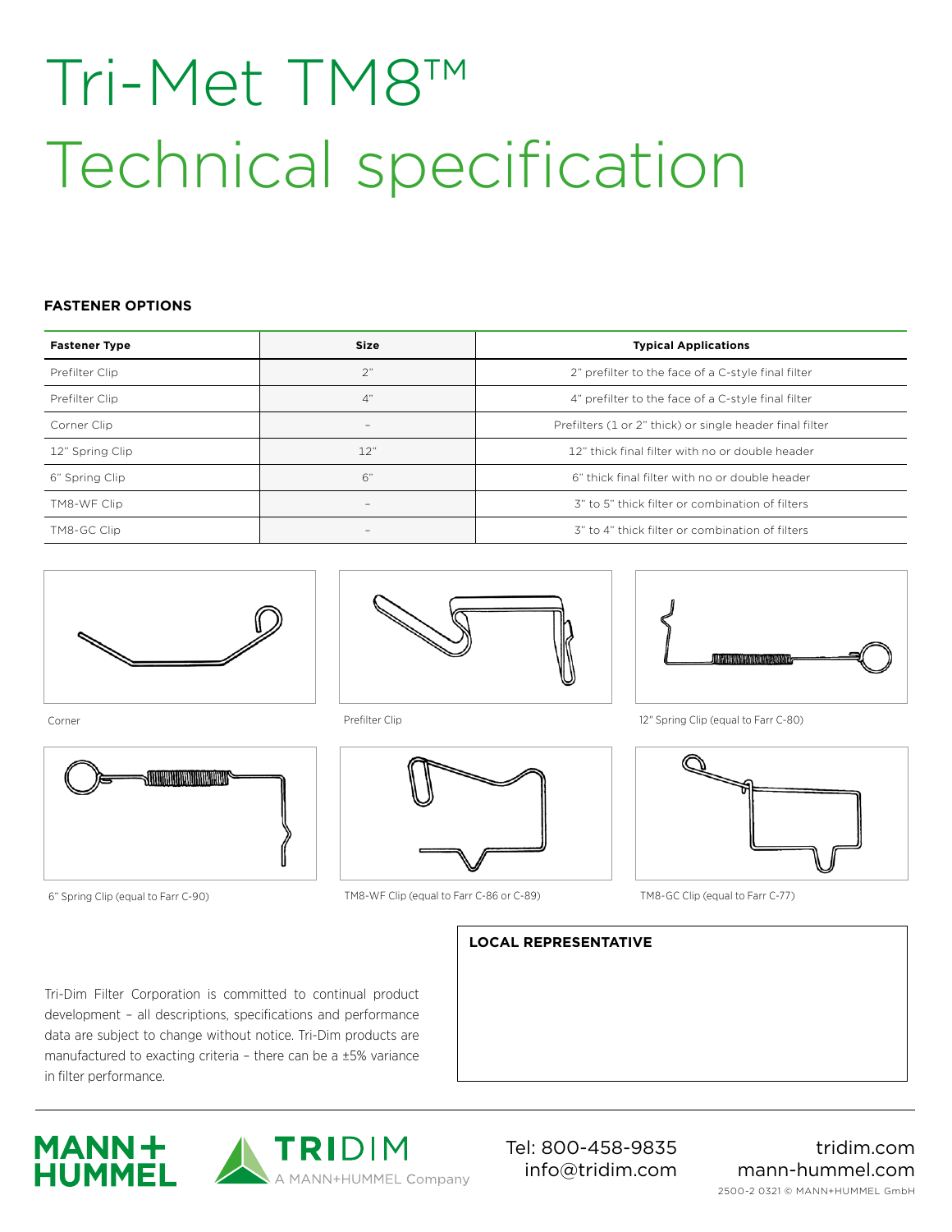# Tri-Met TM8™ Technical specification

### FASTENER OPTIONS

| Fastener Type | Size | Typical Applications |
|---|---|---|
| Prefilter Clip | 2" | 2" prefilter to the face of a C-style final filter |
| Prefilter Clip | 4" | 4" prefilter to the face of a C-style final filter |
| Corner Clip | – | Prefilters (1 or 2" thick) or single header final filter |
| 12" Spring Clip | 12" | 12" thick final filter with no or double header |
| 6" Spring Clip | 6" | 6" thick final filter with no or double header |
| TM8-WF Clip | – | 3" to 5" thick filter or combination of filters |
| TM8-GC Clip | – | 3" to 4" thick filter or combination of filters |

Corner

Prefilter Clip

12" Spring Clip (equal to Farr C-80)

6" Spring Clip (equal to Farr C-90)

TM8-WF Clip (equal to Farr C-86 or C-89)

TM8-GC Clip (equal to Farr C-77)

Tri-Dim Filter Corporation is committed to continual product development – all descriptions, specifications and performance data are subject to change without notice. Tri-Dim products are manufactured to exacting criteria – there can be a ±5% variance in filter performance.

**LOCAL REPRESENTATIVE**

MANN+HUMMEL

TRIDIM A MANN+HUMMEL Company

Tel: 800-458-9835
info@tridim.com

tridim.com
mann-hummel.com

2500-2 0321 © MANN+HUMMEL GmbH